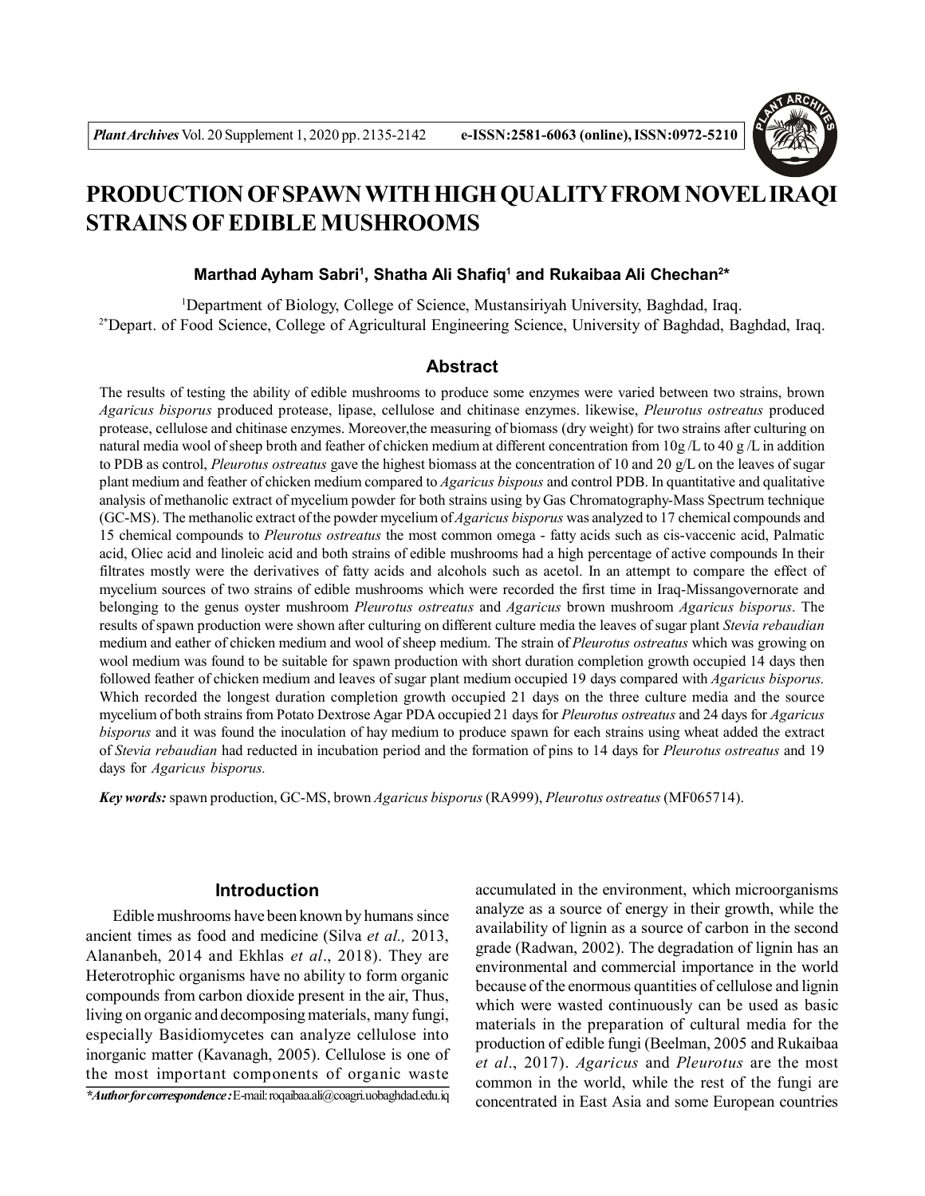# PRODUCTION OF SPAWN WITH HIGH QUALITY FROM NOVEL IRAQI STRAINS OF EDIBLE MUSHROOMS

**Marthad Ayham Sabri[1], Shatha Ali Shafiq[1] and Rukaibaa Ali Chechan[2*]**

[1]Department of Biology, College of Science, Mustansiriyah University, Baghdad, Iraq.
[2*]Depart. of Food Science, College of Agricultural Engineering Science, University of Baghdad, Baghdad, Iraq.

## Abstract

The results of testing the ability of edible mushrooms to produce some enzymes were varied between two strains, brown *Agaricus bisporus* produced protease, lipase, cellulose and chitinase enzymes. likewise, *Pleurotus ostreatus* produced protease, cellulose and chitinase enzymes. Moreover,the measuring of biomass (dry weight) for two strains after culturing on natural media wool of sheep broth and feather of chicken medium at different concentration from 10g /L to 40 g /L in addition to PDB as control, *Pleurotus ostreatus* gave the highest biomass at the concentration of 10 and 20 g/L on the leaves of sugar plant medium and feather of chicken medium compared to *Agaricus bispous* and control PDB. In quantitative and qualitative analysis of methanolic extract of mycelium powder for both strains using by Gas Chromatography-Mass Spectrum technique (GC-MS). The methanolic extract of the powder mycelium of *Agaricus bisporus* was analyzed to 17 chemical compounds and 15 chemical compounds to *Pleurotus ostreatus* the most common omega - fatty acids such as cis-vaccenic acid, Palmatic acid, Oliec acid and linoleic acid and both strains of edible mushrooms had a high percentage of active compounds In their filtrates mostly were the derivatives of fatty acids and alcohols such as acetol. In an attempt to compare the effect of mycelium sources of two strains of edible mushrooms which were recorded the first time in Iraq-Missangovernorate and belonging to the genus oyster mushroom *Pleurotus ostreatus* and *Agaricus* brown mushroom *Agaricus bisporus*. The results of spawn production were shown after culturing on different culture media the leaves of sugar plant *Stevia rebaudian* medium and eather of chicken medium and wool of sheep medium. The strain of *Pleurotus ostreatus* which was growing on wool medium was found to be suitable for spawn production with short duration completion growth occupied 14 days then followed feather of chicken medium and leaves of sugar plant medium occupied 19 days compared with *Agaricus bisporus.* Which recorded the longest duration completion growth occupied 21 days on the three culture media and the source mycelium of both strains from Potato Dextrose Agar PDA occupied 21 days for *Pleurotus ostreatus* and 24 days for *Agaricus bisporus* and it was found the inoculation of hay medium to produce spawn for each strains using wheat added the extract of *Stevia rebaudian* had reducted in incubation period and the formation of pins to 14 days for *Pleurotus ostreatus* and 19 days for *Agaricus bisporus.*

***Key words:*** spawn production, GC-MS, brown *Agaricus bisporus* (RA999), *Pleurotus ostreatus* (MF065714).

## Introduction

Edible mushrooms have been known by humans since ancient times as food and medicine (Silva *et al.,* 2013, Alananbeh, 2014 and Ekhlas *et al*., 2018). They are Heterotrophic organisms have no ability to form organic compounds from carbon dioxide present in the air, Thus, living on organic and decomposing materials, many fungi, especially Basidiomycetes can analyze cellulose into inorganic matter (Kavanagh, 2005). Cellulose is one of the most important components of organic waste accumulated in the environment, which microorganisms analyze as a source of energy in their growth, while the availability of lignin as a source of carbon in the second grade (Radwan, 2002). The degradation of lignin has an environmental and commercial importance in the world because of the enormous quantities of cellulose and lignin which were wasted continuously can be used as basic materials in the preparation of cultural media for the production of edible fungi (Beelman, 2005 and Rukaibaa *et al*., 2017). *Agaricus* and *Pleurotus* are the most common in the world, while the rest of the fungi are concentrated in East Asia and some European countries

*\*Author for correspondence :* E-mail: roqaibaa.ali@coagri.uobaghdad.edu.iq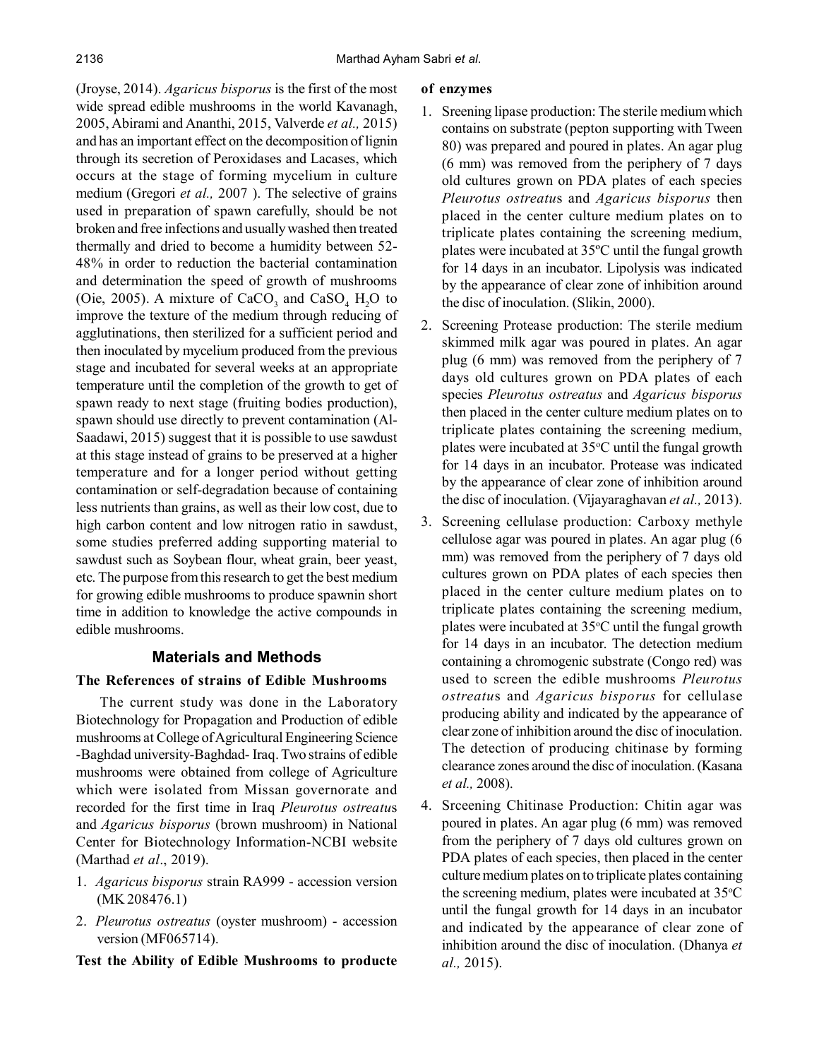(Jroyse, 2014). *Agaricus bisporus* is the first of the most wide spread edible mushrooms in the world Kavanagh, 2005, Abirami and Ananthi, 2015, Valverde *et al.,* 2015) and has an important effect on the decomposition of lignin through its secretion of Peroxidases and Lacases, which occurs at the stage of forming mycelium in culture medium (Gregori *et al.,* 2007 ). The selective of grains used in preparation of spawn carefully, should be not broken and free infections and usually washed then treated thermally and dried to become a humidity between 52-48% in order to reduction the bacterial contamination and determination the speed of growth of mushrooms (Oie, 2005). A mixture of $CaCO_3$ and $CaSO_4$ $H_2O$ to improve the texture of the medium through reducing of agglutinations, then sterilized for a sufficient period and then inoculated by mycelium produced from the previous stage and incubated for several weeks at an appropriate temperature until the completion of the growth to get of spawn ready to next stage (fruiting bodies production), spawn should use directly to prevent contamination (Al-Saadawi, 2015) suggest that it is possible to use sawdust at this stage instead of grains to be preserved at a higher temperature and for a longer period without getting contamination or self-degradation because of containing less nutrients than grains, as well as their low cost, due to high carbon content and low nitrogen ratio in sawdust, some studies preferred adding supporting material to sawdust such as Soybean flour, wheat grain, beer yeast, etc. The purpose from this research to get the best medium for growing edible mushrooms to produce spawnin short time in addition to knowledge the active compounds in edible mushrooms.

## Materials and Methods

### The References of strains of Edible Mushrooms

The current study was done in the Laboratory Biotechnology for Propagation and Production of edible mushrooms at College of Agricultural Engineering Science -Baghdad university-Baghdad- Iraq. Two strains of edible mushrooms were obtained from college of Agriculture which were isolated from Missan governorate and recorded for the first time in Iraq *Pleurotus ostreatus* and *Agaricus bisporus* (brown mushroom) in National Center for Biotechnology Information-NCBI website (Marthad *et al*., 2019).

1. *Agaricus bisporus* strain RA999 - accession version (MK 208476.1)
2. *Pleurotus ostreatus* (oyster mushroom) - accession version (MF065714).

### Test the Ability of Edible Mushrooms to producte of enzymes

1. Sreening lipase production: The sterile medium which contains on substrate (pepton supporting with Tween 80) was prepared and poured in plates. An agar plug (6 mm) was removed from the periphery of 7 days old cultures grown on PDA plates of each species *Pleurotus ostreatus* and *Agaricus bisporus* then placed in the center culture medium plates on to triplicate plates containing the screening medium, plates were incubated at 35ºC until the fungal growth for 14 days in an incubator. Lipolysis was indicated by the appearance of clear zone of inhibition around the disc of inoculation. (Slikin, 2000).
2. Screening Protease production: The sterile medium skimmed milk agar was poured in plates. An agar plug (6 mm) was removed from the periphery of 7 days old cultures grown on PDA plates of each species *Pleurotus ostreatus* and *Agaricus bisporus* then placed in the center culture medium plates on to triplicate plates containing the screening medium, plates were incubated at 35ºC until the fungal growth for 14 days in an incubator. Protease was indicated by the appearance of clear zone of inhibition around the disc of inoculation. (Vijayaraghavan *et al.,* 2013).
3. Screening cellulase production: Carboxy methyle cellulose agar was poured in plates. An agar plug (6 mm) was removed from the periphery of 7 days old cultures grown on PDA plates of each species then placed in the center culture medium plates on to triplicate plates containing the screening medium, plates were incubated at 35ºC until the fungal growth for 14 days in an incubator. The detection medium containing a chromogenic substrate (Congo red) was used to screen the edible mushrooms *Pleurotus ostreatus* and *Agaricus bisporus* for cellulase producing ability and indicated by the appearance of clear zone of inhibition around the disc of inoculation. The detection of producing chitinase by forming clearance zones around the disc of inoculation. (Kasana *et al.,* 2008).
4. Srceening Chitinase Production: Chitin agar was poured in plates. An agar plug (6 mm) was removed from the periphery of 7 days old cultures grown on PDA plates of each species, then placed in the center culture medium plates on to triplicate plates containing the screening medium, plates were incubated at 35ºC until the fungal growth for 14 days in an incubator and indicated by the appearance of clear zone of inhibition around the disc of inoculation. (Dhanya *et al.,* 2015).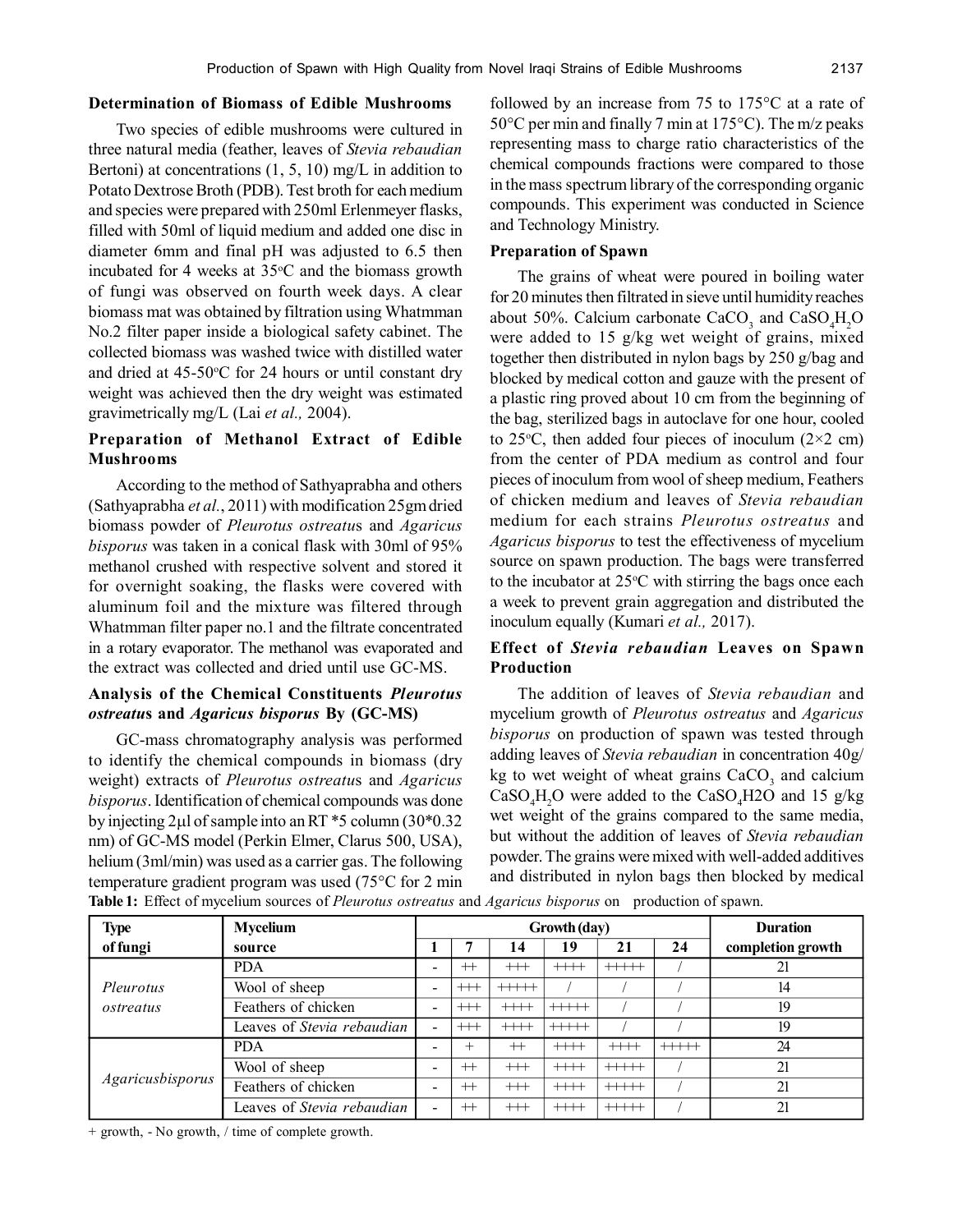### Determination of Biomass of Edible Mushrooms

Two species of edible mushrooms were cultured in three natural media (feather, leaves of *Stevia rebaudian* Bertoni) at concentrations (1, 5, 10) mg/L in addition to Potato Dextrose Broth (PDB). Test broth for each medium and species were prepared with 250ml Erlenmeyer flasks, filled with 50ml of liquid medium and added one disc in diameter 6mm and final pH was adjusted to 6.5 then incubated for 4 weeks at 35°C and the biomass growth of fungi was observed on fourth week days. A clear biomass mat was obtained by filtration using Whatmman No.2 filter paper inside a biological safety cabinet. The collected biomass was washed twice with distilled water and dried at 45-50°C for 24 hours or until constant dry weight was achieved then the dry weight was estimated gravimetrically mg/L (Lai *et al.,* 2004).

### Preparation of Methanol Extract of Edible Mushrooms

According to the method of Sathyaprabha and others (Sathyaprabha *et al.*, 2011) with modification 25gm dried biomass powder of *Pleurotus ostreatus* and *Agaricus bisporus* was taken in a conical flask with 30ml of 95% methanol crushed with respective solvent and stored it for overnight soaking, the flasks were covered with aluminum foil and the mixture was filtered through Whatmman filter paper no.1 and the filtrate concentrated in a rotary evaporator. The methanol was evaporated and the extract was collected and dried until use GC-MS.

### Analysis of the Chemical Constituents *Pleurotus ostreatus* and *Agaricus bisporus* By (GC-MS)

GC-mass chromatography analysis was performed to identify the chemical compounds in biomass (dry weight) extracts of *Pleurotus ostreatus* and *Agaricus bisporus*. Identification of chemical compounds was done by injecting 2µl of sample into an RT *5 column (30*0.32 nm) of GC-MS model (Perkin Elmer, Clarus 500, USA), helium (3ml/min) was used as a carrier gas. The following temperature gradient program was used (75°C for 2 min followed by an increase from 75 to 175°C at a rate of 50°C per min and finally 7 min at 175°C). The m/z peaks representing mass to charge ratio characteristics of the chemical compounds fractions were compared to those in the mass spectrum library of the corresponding organic compounds. This experiment was conducted in Science and Technology Ministry.

### Preparation of Spawn

The grains of wheat were poured in boiling water for 20 minutes then filtrated in sieve until humidity reaches about 50%. Calcium carbonate $CaCO_3$ and $CaSO_4H_2O$ were added to 15 g/kg wet weight of grains, mixed together then distributed in nylon bags by 250 g/bag and blocked by medical cotton and gauze with the present of a plastic ring proved about 10 cm from the beginning of the bag, sterilized bags in autoclave for one hour, cooled to 25°C, then added four pieces of inoculum (2×2 cm) from the center of PDA medium as control and four pieces of inoculum from wool of sheep medium, Feathers of chicken medium and leaves of *Stevia rebaudian* medium for each strains *Pleurotus ostreatus* and *Agaricus bisporus* to test the effectiveness of mycelium source on spawn production. The bags were transferred to the incubator at 25°C with stirring the bags once each a week to prevent grain aggregation and distributed the inoculum equally (Kumari *et al.,* 2017).

### Effect of *Stevia rebaudian* Leaves on Spawn Production

The addition of leaves of *Stevia rebaudian* and mycelium growth of *Pleurotus ostreatus* and *Agaricus bisporus* on production of spawn was tested through adding leaves of *Stevia rebaudian* in concentration 40g/kg to wet weight of wheat grains $CaCO_3$ and calcium $CaSO_4H_2O$ were added to the $CaSO_4H2O$ and 15 g/kg wet weight of the grains compared to the same media, but without the addition of leaves of *Stevia rebaudian* powder. The grains were mixed with well-added additives and distributed in nylon bags then blocked by medical

**Table 1:** Effect of mycelium sources of *Pleurotus ostreatus* and *Agaricus bisporus* on production of spawn.

| Type of fungi | Mycelium source | Growth (day) | | | | | | Duration completion growth |
|---|---|---|---|---|---|---|---|---|
| | | 1 | 7 | 14 | 19 | 21 | 24 | |
| *Pleurotus ostreatus* | PDA | - | ++ | +++ | ++++ | +++++ | / | 21 |
| | Wool of sheep | - | +++ | +++++ | / | / | / | 14 |
| | Feathers of chicken | - | +++ | ++++ | +++++ | / | / | 19 |
| | Leaves of *Stevia rebaudian* | - | +++ | ++++ | +++++ | / | / | 19 |
| *Agaricusbisporus* | PDA | - | + | ++ | ++++ | ++++ | +++++ | 24 |
| | Wool of sheep | - | ++ | +++ | ++++ | +++++ | / | 21 |
| | Feathers of chicken | - | ++ | +++ | ++++ | +++++ | / | 21 |
| | Leaves of *Stevia rebaudian* | - | ++ | +++ | ++++ | +++++ | / | 21 |

+ growth, - No growth, / time of complete growth.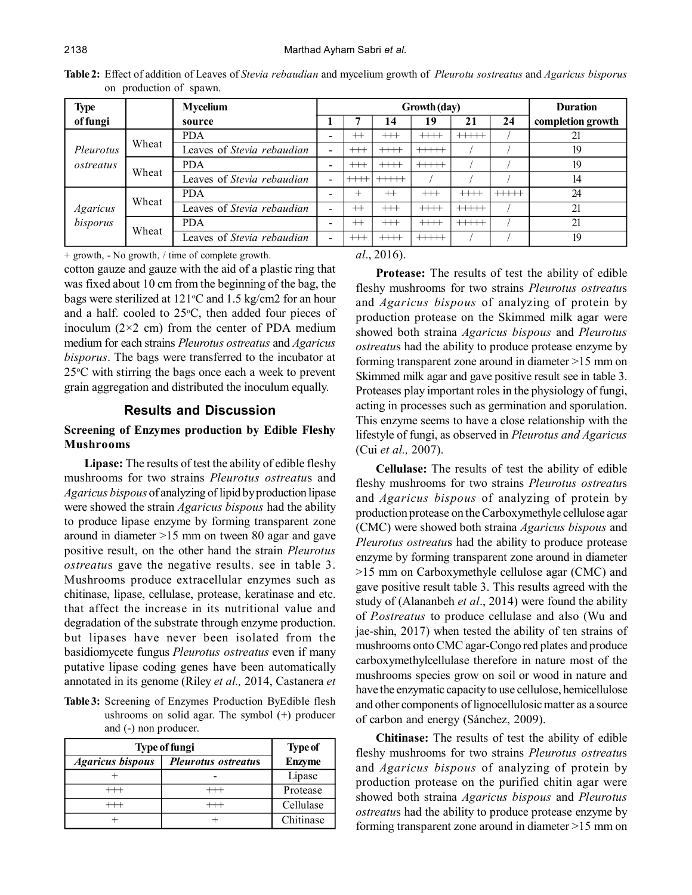**Table 2:** Effect of addition of Leaves of *Stevia rebaudian* and mycelium growth of *Pleurotu sostreatus* and *Agaricus bisporus* on production of spawn.

| Type of fungi | | Mycelium source | Growth (day) | | | | | | Duration completion growth |
|---|---|---|---|---|---|---|---|---|---|
| | | | 1 | 7 | 14 | 19 | 21 | 24 | |
| *Pleurotus ostreatus* | Wheat | PDA | - | ++ | +++ | ++++ | +++++ | / | 21 |
| | | Leaves of *Stevia rebaudian* | - | +++ | ++++ | +++++ | / | / | 19 |
| | Wheat | PDA | - | +++ | ++++ | +++++ | / | / | 19 |
| | | Leaves of *Stevia rebaudian* | - | ++++ | +++++ | / | / | / | 14 |
| *Agaricus bisporus* | Wheat | PDA | - | + | ++ | +++ | ++++ | +++++ | 24 |
| | | Leaves of *Stevia rebaudian* | - | ++ | +++ | ++++ | +++++ | / | 21 |
| | Wheat | PDA | - | ++ | +++ | ++++ | +++++ | / | 21 |
| | | Leaves of *Stevia rebaudian* | - | +++ | ++++ | +++++ | / | / | 19 |

+ growth, - No growth, / time of complete growth.

cotton gauze and gauze with the aid of a plastic ring that was fixed about 10 cm from the beginning of the bag, the bags were sterilized at 121°C and 1.5 kg/cm2 for an hour and a half. cooled to 25°C, then added four pieces of inoculum (2×2 cm) from the center of PDA medium medium for each strains *Pleurotus ostreatus* and *Agaricus bisporus*. The bags were transferred to the incubator at 25°C with stirring the bags once each a week to prevent grain aggregation and distributed the inoculum equally.

## Results and Discussion

### Screening of Enzymes production by Edible Fleshy Mushrooms

**Lipase:** The results of test the ability of edible fleshy mushrooms for two strains *Pleurotus ostreatus* and *Agaricus bispous* of analyzing of lipid by production lipase were showed the strain *Agaricus bispous* had the ability to produce lipase enzyme by forming transparent zone around in diameter >15 mm on tween 80 agar and gave positive result, on the other hand the strain *Pleurotus ostreatus* gave the negative results. see in table 3. Mushrooms produce extracellular enzymes such as chitinase, lipase, cellulase, protease, keratinase and etc. that affect the increase in its nutritional value and degradation of the substrate through enzyme production. but lipases have never been isolated from the basidiomycete fungus *Pleurotus ostreatus* even if many putative lipase coding genes have been automatically annotated in its genome (Riley *et al.,* 2014, Castanera *et al*., 2016).

**Table 3:** Screening of Enzymes Production ByEdible flesh ushrooms on solid agar. The symbol (+) producer and (-) non producer.

| Type of fungi | | Type of Enzyme |
|---|---|---|
| *Agaricus bispous* | *Pleurotus ostreatus* | |
| + | - | Lipase |
| +++ | +++ | Protease |
| +++ | +++ | Cellulase |
| + | + | Chitinase |

**Protease:** The results of test the ability of edible fleshy mushrooms for two strains *Pleurotus ostreatus* and *Agaricus bispous* of analyzing of protein by production protease on the Skimmed milk agar were showed both straina *Agaricus bispous* and *Pleurotus ostreatus* had the ability to produce protease enzyme by forming transparent zone around in diameter >15 mm on Skimmed milk agar and gave positive result see in table 3. Proteases play important roles in the physiology of fungi, acting in processes such as germination and sporulation. This enzyme seems to have a close relationship with the lifestyle of fungi, as observed in *Pleurotus and Agaricus* (Cui *et al.,* 2007).

**Cellulase:** The results of test the ability of edible fleshy mushrooms for two strains *Pleurotus ostreatus* and *Agaricus bispous* of analyzing of protein by production protease on the Carboxymethyle cellulose agar (CMC) were showed both straina *Agaricus bispous* and *Pleurotus ostreatus* had the ability to produce protease enzyme by forming transparent zone around in diameter >15 mm on Carboxymethyle cellulose agar (CMC) and gave positive result table 3. This results agreed with the study of (Alananbeh *et al*., 2014) were found the ability of *P.ostreatus* to produce cellulase and also (Wu and jae-shin, 2017) when tested the ability of ten strains of mushrooms onto CMC agar-Congo red plates and produce carboxymethylcellulase therefore in nature most of the mushrooms species grow on soil or wood in nature and have the enzymatic capacity to use cellulose, hemicellulose and other components of lignocellulosic matter as a source of carbon and energy (Sánchez, 2009).

**Chitinase:** The results of test the ability of edible fleshy mushrooms for two strains *Pleurotus ostreatus* and *Agaricus bispous* of analyzing of protein by production protease on the purified chitin agar were showed both straina *Agaricus bispous* and *Pleurotus ostreatus* had the ability to produce protease enzyme by forming transparent zone around in diameter >15 mm on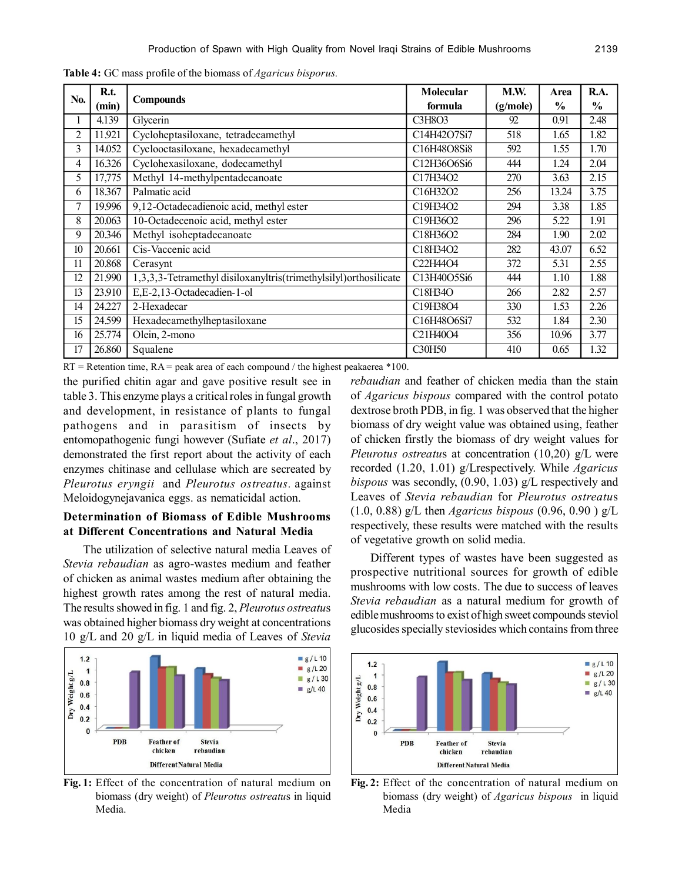**Table 4:** GC mass profile of the biomass of *Agaricus bisporus.*

| No. | R.t. (min) | Compounds | Molecular formula | M.W. (g/mole) | Area % | R.A. % |
|---|---|---|---|---|---|---|
| 1 | 4.139 | Glycerin | $C_3H_8O_3$ | 92 | 0.91 | 2.48 |
| 2 | 11.921 | Cycloheptasiloxane, tetradecamethyl | $C_{14}H_{42}O_7Si_7$ | 518 | 1.65 | 1.82 |
| 3 | 14.052 | Cyclooctasiloxane, hexadecamethyl | $C_{16}H_{48}O_8Si_8$ | 592 | 1.55 | 1.70 |
| 4 | 16.326 | Cyclohexasiloxane, dodecamethyl | $C_{12}H_{36}O_6Si_6$ | 444 | 1.24 | 2.04 |
| 5 | 17,775 | Methyl 14-methylpentadecanoate | $C_{17}H_{34}O_2$ | 270 | 3.63 | 2.15 |
| 6 | 18.367 | Palmatic acid | $C_{16}H_{32}O_2$ | 256 | 13.24 | 3.75 |
| 7 | 19.996 | 9,12-Octadecadienoic acid, methyl ester | $C_{19}H_{34}O_2$ | 294 | 3.38 | 1.85 |
| 8 | 20.063 | 10-Octadecenoic acid, methyl ester | $C_{19}H_{36}O_2$ | 296 | 5.22 | 1.91 |
| 9 | 20.346 | Methyl isoheptadecanoate | $C_{18}H_{36}O_2$ | 284 | 1.90 | 2.02 |
| 10 | 20.661 | Cis-Vaccenic acid | $C_{18}H_{34}O_2$ | 282 | 43.07 | 6.52 |
| 11 | 20.868 | Cerasynt | $C_{22}H_{44}O_4$ | 372 | 5.31 | 2.55 |
| 12 | 21.990 | 1,3,3,3-Tetramethyl disiloxanyltris(trimethylsilyl)orthosilicate | $C_{13}H_{40}O_5Si_6$ | 444 | 1.10 | 1.88 |
| 13 | 23.910 | E,E-2,13-Octadecadien-1-ol | $C_{18}H_{34}O$ | 266 | 2.82 | 2.57 |
| 14 | 24.227 | 2-Hexadecar | $C_{19}H_{38}O_4$ | 330 | 1.53 | 2.26 |
| 15 | 24.599 | Hexadecamethylheptasiloxane | $C_{16}H_{48}O_6Si_7$ | 532 | 1.84 | 2.30 |
| 16 | 25.774 | Olein, 2-mono | $C_{21}H_{40}O_4$ | 356 | 10.96 | 3.77 |
| 17 | 26.860 | Squalene | $C_{30}H_{50}$ | 410 | 0.65 | 1.32 |

RT = Retention time, RA = peak area of each compound / the highest peakaerea *100.

the purified chitin agar and gave positive result see in table 3. This enzyme plays a critical roles in fungal growth and development, in resistance of plants to fungal pathogens and in parasitism of insects by entomopathogenic fungi however (Sufiate *et al*., 2017) demonstrated the first report about the activity of each enzymes chitinase and cellulase which are secreated by *Pleurotus eryngii* and *Pleurotus ostreatus*. against Meloidogynejavanica eggs. as nematicidal action.

### Determination of Biomass of Edible Mushrooms at Different Concentrations and Natural Media

The utilization of selective natural media Leaves of *Stevia rebaudian* as agro-wastes medium and feather of chicken as animal wastes medium after obtaining the highest growth rates among the rest of natural media. The results showed in fig. 1 and fig. 2, *Pleurotus ostreatu*s was obtained higher biomass dry weight at concentrations 10 g/L and 20 g/L in liquid media of Leaves of *Stevia rebaudian* and feather of chicken media than the stain of *Agaricus bispous* compared with the control potato dextrose broth PDB, in fig. 1 was observed that the higher biomass of dry weight value was obtained using, feather of chicken firstly the biomass of dry weight values for *Pleurotus ostreatu*s at concentration (10,20) g/L were recorded (1.20, 1.01) g/Lrespectively. While *Agaricus bispous* was secondly, (0.90, 1.03) g/L respectively and Leaves of *Stevia rebaudian* for *Pleurotus ostreatu*s (1.0, 0.88) g/L then *Agaricus bispous* (0.96, 0.90 ) g/L respectively, these results were matched with the results of vegetative growth on solid media.

Different types of wastes have been suggested as prospective nutritional sources for growth of edible mushrooms with low costs. The due to success of leaves *Stevia rebaudian* as a natural medium for growth of edible mushrooms to exist of high sweet compounds steviol glucosides specially steviosides which contains from three

**Fig. 1:** Effect of the concentration of natural medium on biomass (dry weight) of *Pleurotus ostreatus* in liquid Media.

**Fig. 2:** Effect of the concentration of natural medium on biomass (dry weight) of *Agaricus bispous* in liquid Media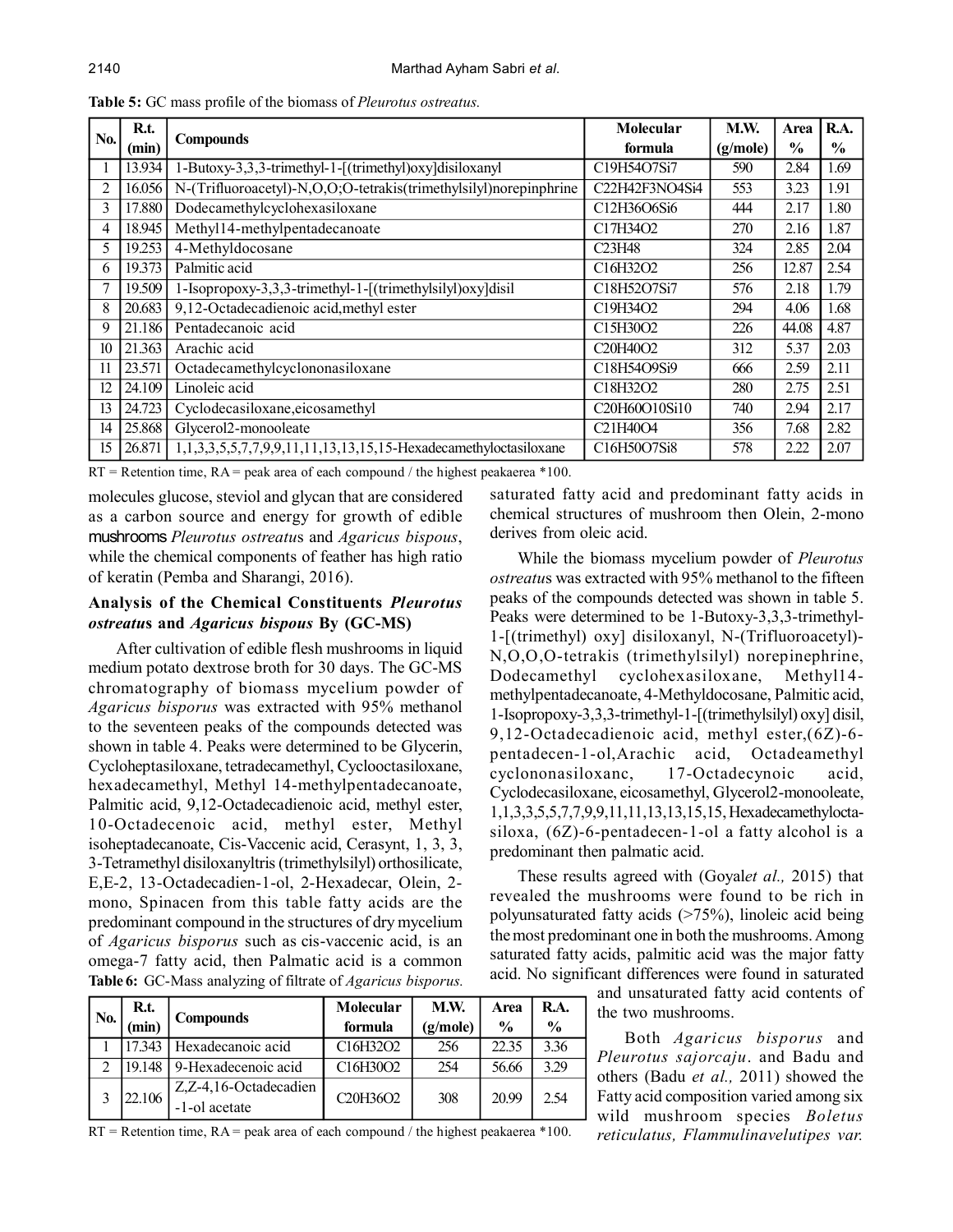**Table 5:** GC mass profile of the biomass of *Pleurotus ostreatus.*

| No. | R.t. (min) | Compounds | Molecular formula | M.W. (g/mole) | Area % | R.A. % |
|---|---|---|---|---|---|---|
| 1 | 13.934 | 1-Butoxy-3,3,3-trimethyl-1-[(trimethyl)oxy]disiloxanyl | $C_{19}H_{54}O_7Si_7$ | 590 | 2.84 | 1.69 |
| 2 | 16.056 | N-(Trifluoroacetyl)-N,O,O;O-tetrakis(trimethylsilyl)norepinphrine | $C_{22}H_{42}F_3NO_4Si_4$ | 553 | 3.23 | 1.91 |
| 3 | 17.880 | Dodecamethylcyclohexasiloxane | $C_{12}H_{36}O_6Si_6$ | 444 | 2.17 | 1.80 |
| 4 | 18.945 | Methyl14-methylpentadecanoate | $C_{17}H_{34}O_2$ | 270 | 2.16 | 1.87 |
| 5 | 19.253 | 4-Methyldocosane | $C_{23}H_{48}$ | 324 | 2.85 | 2.04 |
| 6 | 19.373 | Palmitic acid | $C_{16}H_{32}O_2$ | 256 | 12.87 | 2.54 |
| 7 | 19.509 | 1-Isopropoxy-3,3,3-trimethyl-1-[(trimethylsilyl)oxy]disil | $C_{18}H_{52}O_7Si_7$ | 576 | 2.18 | 1.79 |
| 8 | 20.683 | 9,12-Octadecadienoic acid,methyl ester | $C_{19}H_{34}O_2$ | 294 | 4.06 | 1.68 |
| 9 | 21.186 | Pentadecanoic acid | $C_{15}H_{30}O_2$ | 226 | 44.08 | 4.87 |
| 10 | 21.363 | Arachic acid | $C_{20}H_{40}O_2$ | 312 | 5.37 | 2.03 |
| 11 | 23.571 | Octadecamethylcyclononasiloxane | $C_{18}H_{54}O_9Si_9$ | 666 | 2.59 | 2.11 |
| 12 | 24.109 | Linoleic acid | $C_{18}H_{32}O_2$ | 280 | 2.75 | 2.51 |
| 13 | 24.723 | Cyclodecasiloxane,eicosamethyl | $C_{20}H_{60}O_{10}Si_{10}$ | 740 | 2.94 | 2.17 |
| 14 | 25.868 | Glycerol2-monooleate | $C_{21}H_{40}O_4$ | 356 | 7.68 | 2.82 |
| 15 | 26.871 | 1,1,3,3,5,5,7,7,9,9,11,11,13,13,15,15-Hexadecamethyloctasiloxane | $C_{16}H_{50}O_7Si_8$ | 578 | 2.22 | 2.07 |

RT = Retention time, RA = peak area of each compound / the highest peakaerea *100.

molecules glucose, steviol and glycan that are considered as a carbon source and energy for growth of edible mushrooms *Pleurotus ostreatus* and *Agaricus bispous*, while the chemical components of feather has high ratio of keratin (Pemba and Sharangi, 2016).

### Analysis of the Chemical Constituents *Pleurotus ostreatus* and *Agaricus bispous* By (GC-MS)

After cultivation of edible flesh mushrooms in liquid medium potato dextrose broth for 30 days. The GC-MS chromatography of biomass mycelium powder of *Agaricus bisporus* was extracted with 95% methanol to the seventeen peaks of the compounds detected was shown in table 4. Peaks were determined to be Glycerin, Cycloheptasiloxane, tetradecamethyl, Cyclooctasiloxane, hexadecamethyl, Methyl 14-methylpentadecanoate, Palmitic acid, 9,12-Octadecadienoic acid, methyl ester, 10-Octadecenoic acid, methyl ester, Methyl isoheptadecanoate, Cis-Vaccenic acid, Cerasynt, 1, 3, 3, 3-Tetramethyl disiloxanyltris (trimethylsilyl) orthosilicate, E,E-2, 13-Octadecadien-1-ol, 2-Hexadecar, Olein, 2-mono, Spinacen from this table fatty acids are the predominant compound in the structures of dry mycelium of *Agaricus bisporus* such as cis-vaccenic acid, is an omega-7 fatty acid, then Palmatic acid is a common saturated fatty acid and predominant fatty acids in chemical structures of mushroom then Olein, 2-mono derives from oleic acid.

**Table 6:** GC-Mass analyzing of filtrate of *Agaricus bisporus.*

| No. | R.t. (min) | Compounds | Molecular formula | M.W. (g/mole) | Area % | R.A. % |
|---|---|---|---|---|---|---|
| 1 | 17.343 | Hexadecanoic acid | $C_{16}H_{32}O_2$ | 256 | 22.35 | 3.36 |
| 2 | 19.148 | 9-Hexadecenoic acid | $C_{16}H_{30}O_2$ | 254 | 56.66 | 3.29 |
| 3 | 22.106 | Z,Z-4,16-Octadecadien -1-ol acetate | $C_{20}H_{36}O_2$ | 308 | 20.99 | 2.54 |

RT = Retention time, RA = peak area of each compound / the highest peakaerea *100.

While the biomass mycelium powder of *Pleurotus ostreatus* was extracted with 95% methanol to the fifteen peaks of the compounds detected was shown in table 5. Peaks were determined to be 1-Butoxy-3,3,3-trimethyl-1-[(trimethyl) oxy] disiloxanyl, N-(Trifluoroacetyl)-N,O,O,O-tetrakis (trimethylsilyl) norepinephrine, Dodecamethyl cyclohexasiloxane, Methyl14-methylpentadecanoate, 4-Methyldocosane, Palmitic acid, 1-Isopropoxy-3,3,3-trimethyl-1-[(trimethylsilyl) oxy] disil, 9,12-Octadecadienoic acid, methyl ester,(6Z)-6-pentadecen-1-ol,Arachic acid, Octadeamethyl cyclononasiloxanc, 17-Octadecynoic acid, Cyclodecasiloxane, eicosamethyl, Glycerol2-monooleate, 1,1,3,3,5,5,7,7,9,9,11,11,13,13,15,15, Hexadecamethylocta-siloxa, (6Z)-6-pentadecen-1-ol a fatty alcohol is a predominant then palmatic acid.

These results agreed with (Goyal*et al.,* 2015) that revealed the mushrooms were found to be rich in polyunsaturated fatty acids (>75%), linoleic acid being the most predominant one in both the mushrooms. Among saturated fatty acids, palmitic acid was the major fatty acid. No significant differences were found in saturated and unsaturated fatty acid contents of the two mushrooms.

Both *Agaricus bisporus* and *Pleurotus sajorcaju*. and Badu and others (Badu *et al.,* 2011) showed the Fatty acid composition varied among six wild mushroom species *Boletus reticulatus, Flammulinavelutipes var.*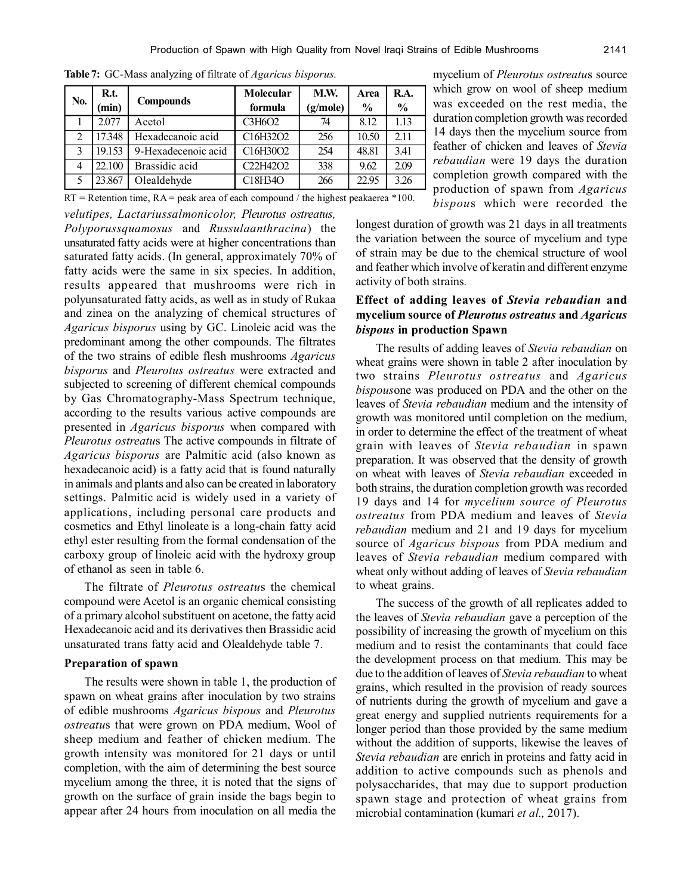**Table 7:** GC-Mass analyzing of filtrate of *Agaricus bisporus.*

| No. | R.t. (min) | Compounds | Molecular formula | M.W. (g/mole) | Area % | R.A. % |
|---|---|---|---|---|---|---|
| 1 | 2.077 | Acetol | $C_3H_6O_2$ | 74 | 8.12 | 1.13 |
| 2 | 17.348 | Hexadecanoic acid | $C_{16}H_{32}O_2$ | 256 | 10.50 | 2.11 |
| 3 | 19.153 | 9-Hexadecenoic acid | $C_{16}H_{30}O_2$ | 254 | 48.81 | 3.41 |
| 4 | 22.100 | Brassidic acid | $C_{22}H_{42}O_2$ | 338 | 9.62 | 2.09 |
| 5 | 23.867 | Olealdehyde | $C_{18}H_{34}O$ | 266 | 22.95 | 3.26 |

RT = Retention time, RA = peak area of each compound / the highest peakaerea *100.

*velutipes, Lactariussalmonicolor, Pleurotus ostreatus, Polyporussquamosus* and *Russulaanthracina*) the unsaturated fatty acids were at higher concentrations than saturated fatty acids. (In general, approximately 70% of fatty acids were the same in six species. In addition, results appeared that mushrooms were rich in polyunsaturated fatty acids, as well as in study of Rukaa and zinea on the analyzing of chemical structures of *Agaricus bisporus* using by GC. Linoleic acid was the predominant among the other compounds. The filtrates of the two strains of edible flesh mushrooms *Agaricus bisporus* and *Pleurotus ostreatus* were extracted and subjected to screening of different chemical compounds by Gas Chromatography-Mass Spectrum technique, according to the results various active compounds are presented in *Agaricus bisporus* when compared with *Pleurotus ostreatu*s The active compounds in filtrate of *Agaricus bisporus* are Palmitic acid (also known as hexadecanoic acid) is a fatty acid that is found naturally in animals and plants and also can be created in laboratory settings. Palmitic acid is widely used in a variety of applications, including personal care products and cosmetics and Ethyl linoleate is a long-chain fatty acid ethyl ester resulting from the formal condensation of the carboxy group of linoleic acid with the hydroxy group of ethanol as seen in table 6.

The filtrate of *Pleurotus ostreatu*s the chemical compound were Acetol is an organic chemical consisting of a primary alcohol substituent on acetone, the fatty acid Hexadecanoic acid and its derivatives then Brassidic acid unsaturated trans fatty acid and Olealdehyde table 7.

### Preparation of spawn

The results were shown in table 1, the production of spawn on wheat grains after inoculation by two strains of edible mushrooms *Agaricus bispous* and *Pleurotus ostreatu*s that were grown on PDA medium, Wool of sheep medium and feather of chicken medium. The growth intensity was monitored for 21 days or until completion, with the aim of determining the best source mycelium among the three, it is noted that the signs of growth on the surface of grain inside the bags begin to appear after 24 hours from inoculation on all media the mycelium of *Pleurotus ostreatu*s source which grow on wool of sheep medium was exceeded on the rest media, the duration completion growth was recorded 14 days then the mycelium source from feather of chicken and leaves of *Stevia rebaudian* were 19 days the duration completion growth compared with the production of spawn from *Agaricus bispou*s which were recorded the longest duration of growth was 21 days in all treatments the variation between the source of mycelium and type of strain may be due to the chemical structure of wool and feather which involve of keratin and different enzyme activity of both strains.

### Effect of adding leaves of *Stevia rebaudian* and mycelium source of *Pleurotus ostreatus* and *Agaricus bispous* in production Spawn

The results of adding leaves of *Stevia rebaudian* on wheat grains were shown in table 2 after inoculation by two strains *Pleurotus ostreatus* and *Agaricus bispous*one was produced on PDA and the other on the leaves of *Stevia rebaudian* medium and the intensity of growth was monitored until completion on the medium, in order to determine the effect of the treatment of wheat grain with leaves of *Stevia rebaudian* in spawn preparation. It was observed that the density of growth on wheat with leaves of *Stevia rebaudian* exceeded in both strains, the duration completion growth was recorded 19 days and 14 for *mycelium source of Pleurotus ostreatus* from PDA medium and leaves of *Stevia rebaudian* medium and 21 and 19 days for mycelium source of *Agaricus bispous* from PDA medium and leaves of *Stevia rebaudian* medium compared with wheat only without adding of leaves of *Stevia rebaudian* to wheat grains.

The success of the growth of all replicates added to the leaves of *Stevia rebaudian* gave a perception of the possibility of increasing the growth of mycelium on this medium and to resist the contaminants that could face the development process on that medium. This may be due to the addition of leaves of *Stevia rebaudian* to wheat grains, which resulted in the provision of ready sources of nutrients during the growth of mycelium and gave a great energy and supplied nutrients requirements for a longer period than those provided by the same medium without the addition of supports, likewise the leaves of *Stevia rebaudian* are enrich in proteins and fatty acid in addition to active compounds such as phenols and polysaccharides, that may due to support production spawn stage and protection of wheat grains from microbial contamination (kumari *et al.,* 2017).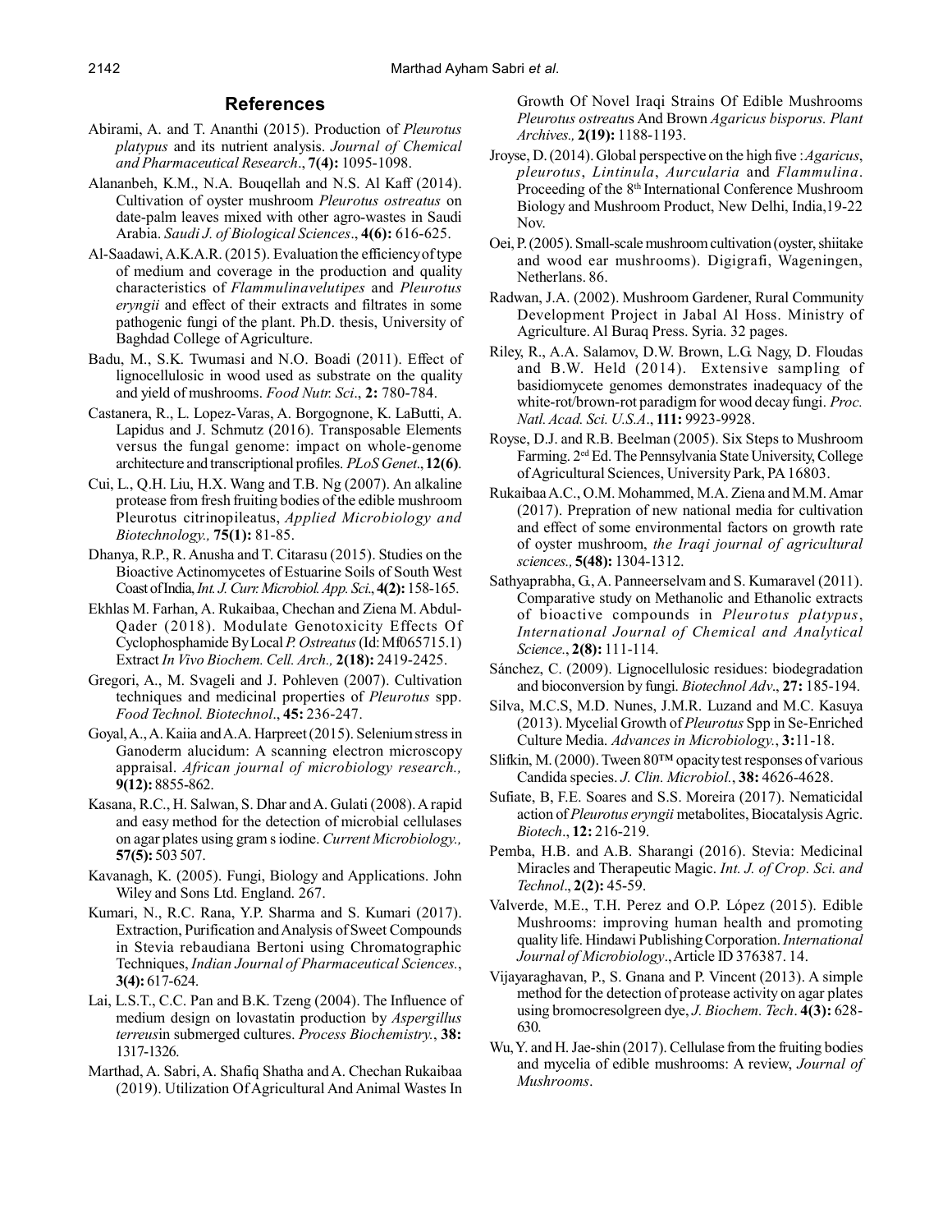## References

Abirami, A. and T. Ananthi (2015). Production of *Pleurotus platypus* and its nutrient analysis. *Journal of Chemical and Pharmaceutical Research*., **7(4):** 1095-1098.

Alananbeh, K.M., N.A. Bouqellah and N.S. Al Kaff (2014). Cultivation of oyster mushroom *Pleurotus ostreatus* on date-palm leaves mixed with other agro-wastes in Saudi Arabia. *Saudi J. of Biological Sciences*., **4(6):** 616-625.

Al-Saadawi, A.K.A.R. (2015). Evaluation the efficiency of type of medium and coverage in the production and quality characteristics of *Flammulinavelutipes* and *Pleurotus eryngii* and effect of their extracts and filtrates in some pathogenic fungi of the plant. Ph.D. thesis, University of Baghdad College of Agriculture.

Badu, M., S.K. Twumasi and N.O. Boadi (2011). Effect of lignocellulosic in wood used as substrate on the quality and yield of mushrooms. *Food Nutr. Sci*., **2:** 780-784.

Castanera, R., L. Lopez-Varas, A. Borgognone, K. LaButti, A. Lapidus and J. Schmutz (2016). Transposable Elements versus the fungal genome: impact on whole-genome architecture and transcriptional profiles. *PLoS Genet*., **12(6)**.

Cui, L., Q.H. Liu, H.X. Wang and T.B. Ng (2007). An alkaline protease from fresh fruiting bodies of the edible mushroom Pleurotus citrinopileatus, *Applied Microbiology and Biotechnology.,* **75(1):** 81-85.

Dhanya, R.P., R. Anusha and T. Citarasu (2015). Studies on the Bioactive Actinomycetes of Estuarine Soils of South West Coast of India, *Int. J. Curr. Microbiol. App. Sci*., **4(2):** 158-165.

Ekhlas M. Farhan, A. Rukaibaa, Chechan and Ziena M. Abdul-Qader (2018). Modulate Genotoxicity Effects Of Cyclophosphamide By Local *P. Ostreatus* (Id: Mf065715.1) Extract *In Vivo Biochem. Cell. Arch.,* **2(18):** 2419-2425.

Gregori, A., M. Svageli and J. Pohleven (2007). Cultivation techniques and medicinal properties of *Pleurotus* spp. *Food Technol. Biotechnol*., **45:** 236-247.

Goyal, A., A. Kaiia and A.A. Harpreet (2015). Selenium stress in Ganoderm alucidum: A scanning electron microscopy appraisal. *African journal of microbiology research.,* **9(12):** 8855-862.

Kasana, R.C., H. Salwan, S. Dhar and A. Gulati (2008). A rapid and easy method for the detection of microbial cellulases on agar plates using gram s iodine. *Current Microbiology.,* **57(5):** 503 507.

Kavanagh, K. (2005). Fungi, Biology and Applications. John Wiley and Sons Ltd. England. 267.

Kumari, N., R.C. Rana, Y.P. Sharma and S. Kumari (2017). Extraction, Purification and Analysis of Sweet Compounds in Stevia rebaudiana Bertoni using Chromatographic Techniques, *Indian Journal of Pharmaceutical Sciences.*, **3(4):** 617-624.

Lai, L.S.T., C.C. Pan and B.K. Tzeng (2004). The Influence of medium design on lovastatin production by *Aspergillus terreus*in submerged cultures. *Process Biochemistry.*, **38:** 1317-1326.

Marthad, A. Sabri, A. Shafiq Shatha and A. Chechan Rukaibaa (2019). Utilization Of Agricultural And Animal Wastes In Growth Of Novel Iraqi Strains Of Edible Mushrooms *Pleurotus ostreatus* And Brown *Agaricus bisporus. Plant Archives.,* **2(19):** 1188-1193.

Jroyse, D. (2014). Global perspective on the high five : *Agaricus*, *pleurotus*, *Lintinula*, *Aurcularia* and *Flammulina*. Proceeding of the 8th International Conference Mushroom Biology and Mushroom Product, New Delhi, India,19-22 Nov.

Oei, P. (2005). Small-scale mushroom cultivation (oyster, shiitake and wood ear mushrooms). Digigrafi, Wageningen, Netherlans. 86.

Radwan, J.A. (2002). Mushroom Gardener, Rural Community Development Project in Jabal Al Hoss. Ministry of Agriculture. Al Buraq Press. Syria. 32 pages.

Riley, R., A.A. Salamov, D.W. Brown, L.G. Nagy, D. Floudas and B.W. Held (2014). Extensive sampling of basidiomycete genomes demonstrates inadequacy of the white-rot/brown-rot paradigm for wood decay fungi. *Proc. Natl. Acad. Sci. U.S.A*., **111:** 9923-9928.

Royse, D.J. and R.B. Beelman (2005). Six Steps to Mushroom Farming. 2ed Ed. The Pennsylvania State University, College of Agricultural Sciences, University Park, PA 16803.

Rukaibaa A.C., O.M. Mohammed, M.A. Ziena and M.M. Amar (2017). Prepration of new national media for cultivation and effect of some environmental factors on growth rate of oyster mushroom, *the Iraqi journal of agricultural sciences.,* **5(48):** 1304-1312.

Sathyaprabha, G., A. Panneerselvam and S. Kumaravel (2011). Comparative study on Methanolic and Ethanolic extracts of bioactive compounds in *Pleurotus platypus*, *International Journal of Chemical and Analytical Science.*, **2(8):** 111-114.

Sánchez, C. (2009). Lignocellulosic residues: biodegradation and bioconversion by fungi. *Biotechnol Adv*., **27:** 185-194.

Silva, M.C.S, M.D. Nunes, J.M.R. Luzand and M.C. Kasuya (2013). Mycelial Growth of *Pleurotus* Spp in Se-Enriched Culture Media. *Advances in Microbiology.*, **3:**11-18.

Slifkin, M. (2000). Tween 80™ opacity test responses of various Candida species. *J. Clin. Microbiol.*, **38:** 4626-4628.

Sufiate, B, F.E. Soares and S.S. Moreira (2017). Nematicidal action of *Pleurotus eryngii* metabolites, Biocatalysis Agric. *Biotech*., **12:** 216-219.

Pemba, H.B. and A.B. Sharangi (2016). Stevia: Medicinal Miracles and Therapeutic Magic. *Int. J. of Crop. Sci. and Technol*., **2(2):** 45-59.

Valverde, M.E., T.H. Perez and O.P. López (2015). Edible Mushrooms: improving human health and promoting quality life. Hindawi Publishing Corporation. *International Journal of Microbiology*., Article ID 376387. 14.

Vijayaraghavan, P., S. Gnana and P. Vincent (2013). A simple method for the detection of protease activity on agar plates using bromocresolgreen dye, *J. Biochem. Tech*. **4(3):** 628-630.

Wu, Y. and H. Jae-shin (2017). Cellulase from the fruiting bodies and mycelia of edible mushrooms: A review, *Journal of Mushrooms*.